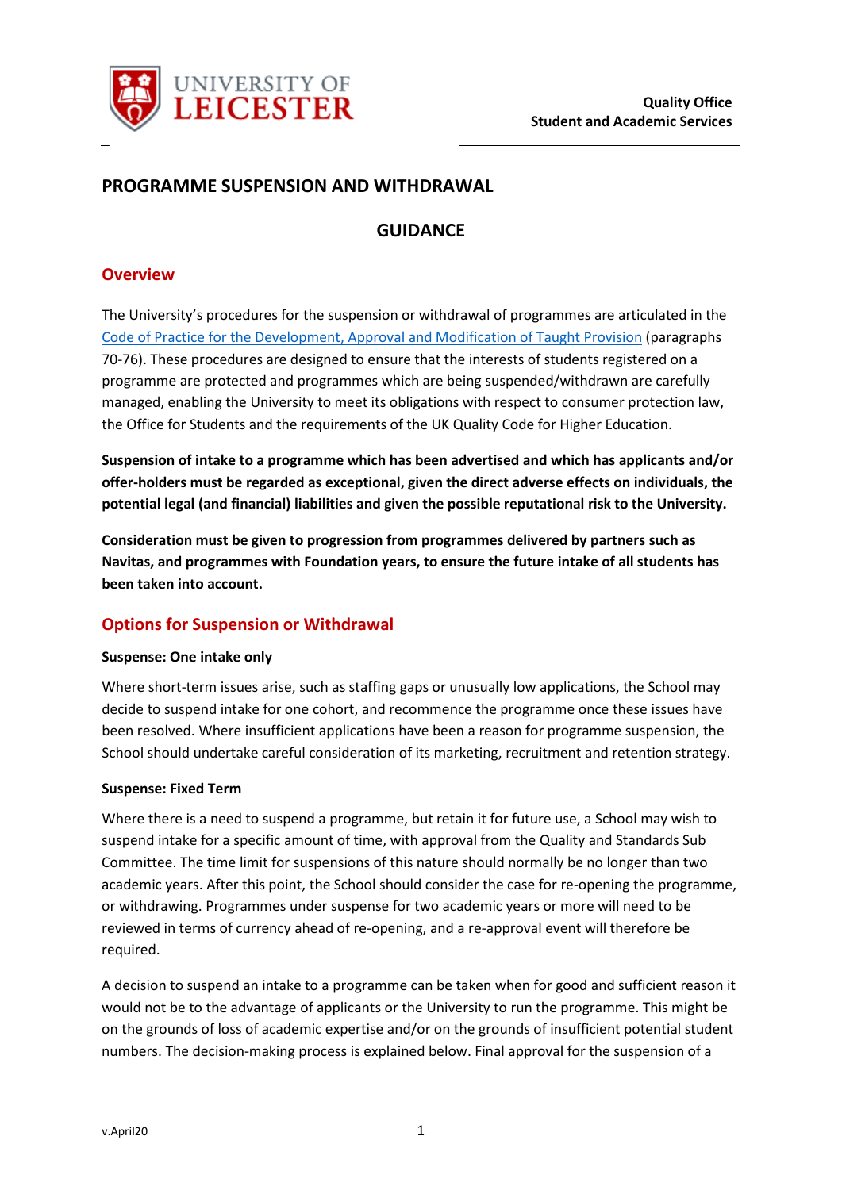Quality Office
Student and Academic Services

# PROGRAMME SUSPENSION AND WITHDRAWAL

# GUIDANCE

## Overview

The University's procedures for the suspension or withdrawal of programmes are articulated in the Code of Practice for the Development, Approval and Modification of Taught Provision (paragraphs 70-76). These procedures are designed to ensure that the interests of students registered on a programme are protected and programmes which are being suspended/withdrawn are carefully managed, enabling the University to meet its obligations with respect to consumer protection law, the Office for Students and the requirements of the UK Quality Code for Higher Education.

**Suspension of intake to a programme which has been advertised and which has applicants and/or offer-holders must be regarded as exceptional, given the direct adverse effects on individuals, the potential legal (and financial) liabilities and given the possible reputational risk to the University.**

**Consideration must be given to progression from programmes delivered by partners such as Navitas, and programmes with Foundation years, to ensure the future intake of all students has been taken into account.**

## Options for Suspension or Withdrawal

**Suspense: One intake only**

Where short-term issues arise, such as staffing gaps or unusually low applications, the School may decide to suspend intake for one cohort, and recommence the programme once these issues have been resolved. Where insufficient applications have been a reason for programme suspension, the School should undertake careful consideration of its marketing, recruitment and retention strategy.

**Suspense: Fixed Term**

Where there is a need to suspend a programme, but retain it for future use, a School may wish to suspend intake for a specific amount of time, with approval from the Quality and Standards Sub Committee. The time limit for suspensions of this nature should normally be no longer than two academic years. After this point, the School should consider the case for re-opening the programme, or withdrawing. Programmes under suspense for two academic years or more will need to be reviewed in terms of currency ahead of re-opening, and a re-approval event will therefore be required.

A decision to suspend an intake to a programme can be taken when for good and sufficient reason it would not be to the advantage of applicants or the University to run the programme. This might be on the grounds of loss of academic expertise and/or on the grounds of insufficient potential student numbers. The decision-making process is explained below. Final approval for the suspension of a

v.April20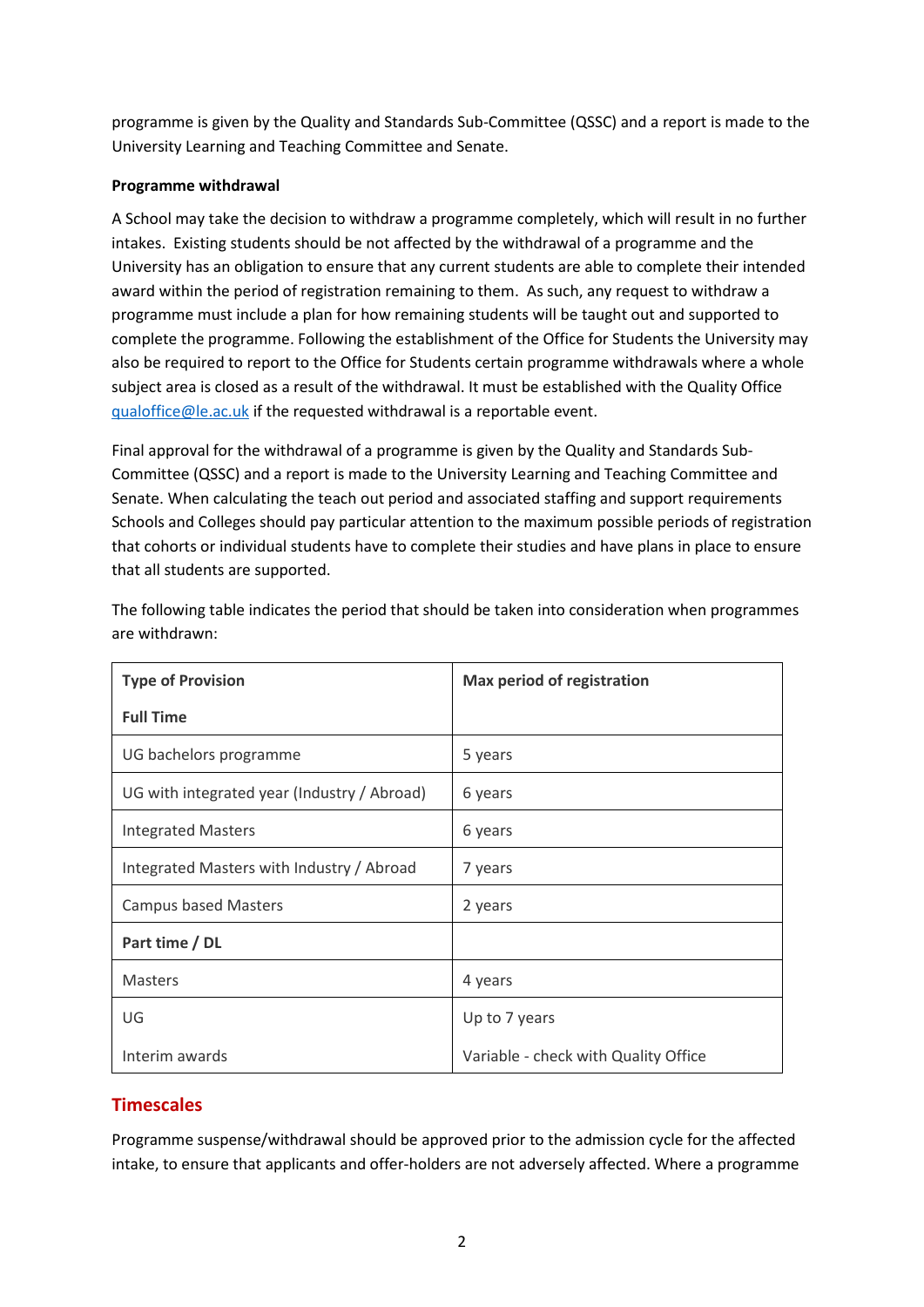programme is given by the Quality and Standards Sub-Committee (QSSC) and a report is made to the University Learning and Teaching Committee and Senate.

**Programme withdrawal**

A School may take the decision to withdraw a programme completely, which will result in no further intakes. Existing students should be not affected by the withdrawal of a programme and the University has an obligation to ensure that any current students are able to complete their intended award within the period of registration remaining to them. As such, any request to withdraw a programme must include a plan for how remaining students will be taught out and supported to complete the programme. Following the establishment of the Office for Students the University may also be required to report to the Office for Students certain programme withdrawals where a whole subject area is closed as a result of the withdrawal. It must be established with the Quality Office qualoffice@le.ac.uk if the requested withdrawal is a reportable event.

Final approval for the withdrawal of a programme is given by the Quality and Standards Sub-Committee (QSSC) and a report is made to the University Learning and Teaching Committee and Senate. When calculating the teach out period and associated staffing and support requirements Schools and Colleges should pay particular attention to the maximum possible periods of registration that cohorts or individual students have to complete their studies and have plans in place to ensure that all students are supported.

The following table indicates the period that should be taken into consideration when programmes are withdrawn:

| Type of Provision | Max period of registration |
|---|---|
| **Full Time** | |
| UG bachelors programme | 5 years |
| UG with integrated year (Industry / Abroad) | 6 years |
| Integrated Masters | 6 years |
| Integrated Masters with Industry / Abroad | 7 years |
| Campus based Masters | 2 years |
| **Part time / DL** | |
| Masters | 4 years |
| UG | Up to 7 years |
| Interim awards | Variable - check with Quality Office |

## Timescales

Programme suspense/withdrawal should be approved prior to the admission cycle for the affected intake, to ensure that applicants and offer-holders are not adversely affected. Where a programme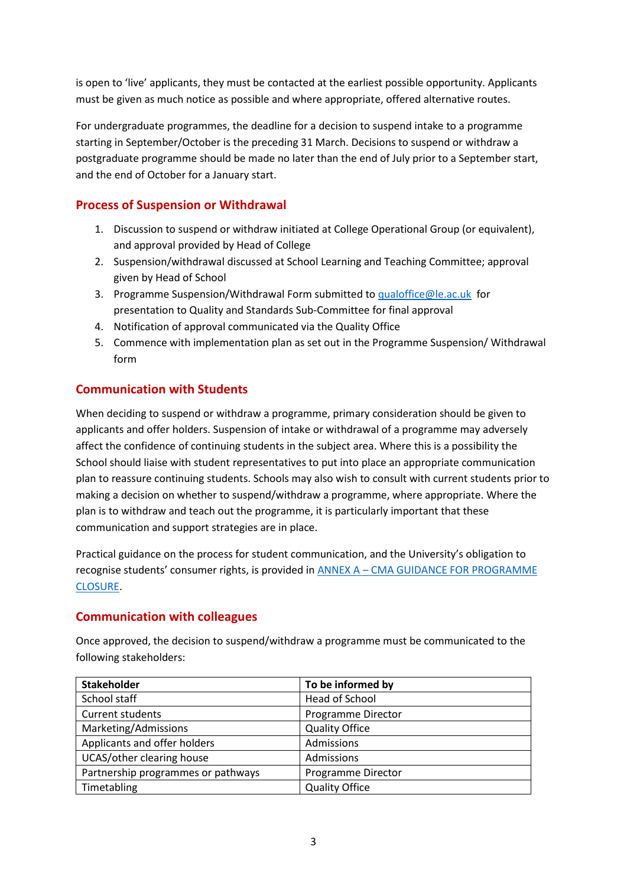is open to 'live' applicants, they must be contacted at the earliest possible opportunity. Applicants must be given as much notice as possible and where appropriate, offered alternative routes.

For undergraduate programmes, the deadline for a decision to suspend intake to a programme starting in September/October is the preceding 31 March. Decisions to suspend or withdraw a postgraduate programme should be made no later than the end of July prior to a September start, and the end of October for a January start.

## Process of Suspension or Withdrawal

1. Discussion to suspend or withdraw initiated at College Operational Group (or equivalent), and approval provided by Head of College
2. Suspension/withdrawal discussed at School Learning and Teaching Committee; approval given by Head of School
3. Programme Suspension/Withdrawal Form submitted to [qualoffice@le.ac.uk](mailto:qualoffice@le.ac.uk) for presentation to Quality and Standards Sub-Committee for final approval
4. Notification of approval communicated via the Quality Office
5. Commence with implementation plan as set out in the Programme Suspension/ Withdrawal form

## Communication with Students

When deciding to suspend or withdraw a programme, primary consideration should be given to applicants and offer holders. Suspension of intake or withdrawal of a programme may adversely affect the confidence of continuing students in the subject area. Where this is a possibility the School should liaise with student representatives to put into place an appropriate communication plan to reassure continuing students. Schools may also wish to consult with current students prior to making a decision on whether to suspend/withdraw a programme, where appropriate. Where the plan is to withdraw and teach out the programme, it is particularly important that these communication and support strategies are in place.

Practical guidance on the process for student communication, and the University's obligation to recognise students' consumer rights, is provided in ANNEX A – CMA GUIDANCE FOR PROGRAMME CLOSURE.

## Communication with colleagues

Once approved, the decision to suspend/withdraw a programme must be communicated to the following stakeholders:

| Stakeholder | To be informed by |
|---|---|
| School staff | Head of School |
| Current students | Programme Director |
| Marketing/Admissions | Quality Office |
| Applicants and offer holders | Admissions |
| UCAS/other clearing house | Admissions |
| Partnership programmes or pathways | Programme Director |
| Timetabling | Quality Office |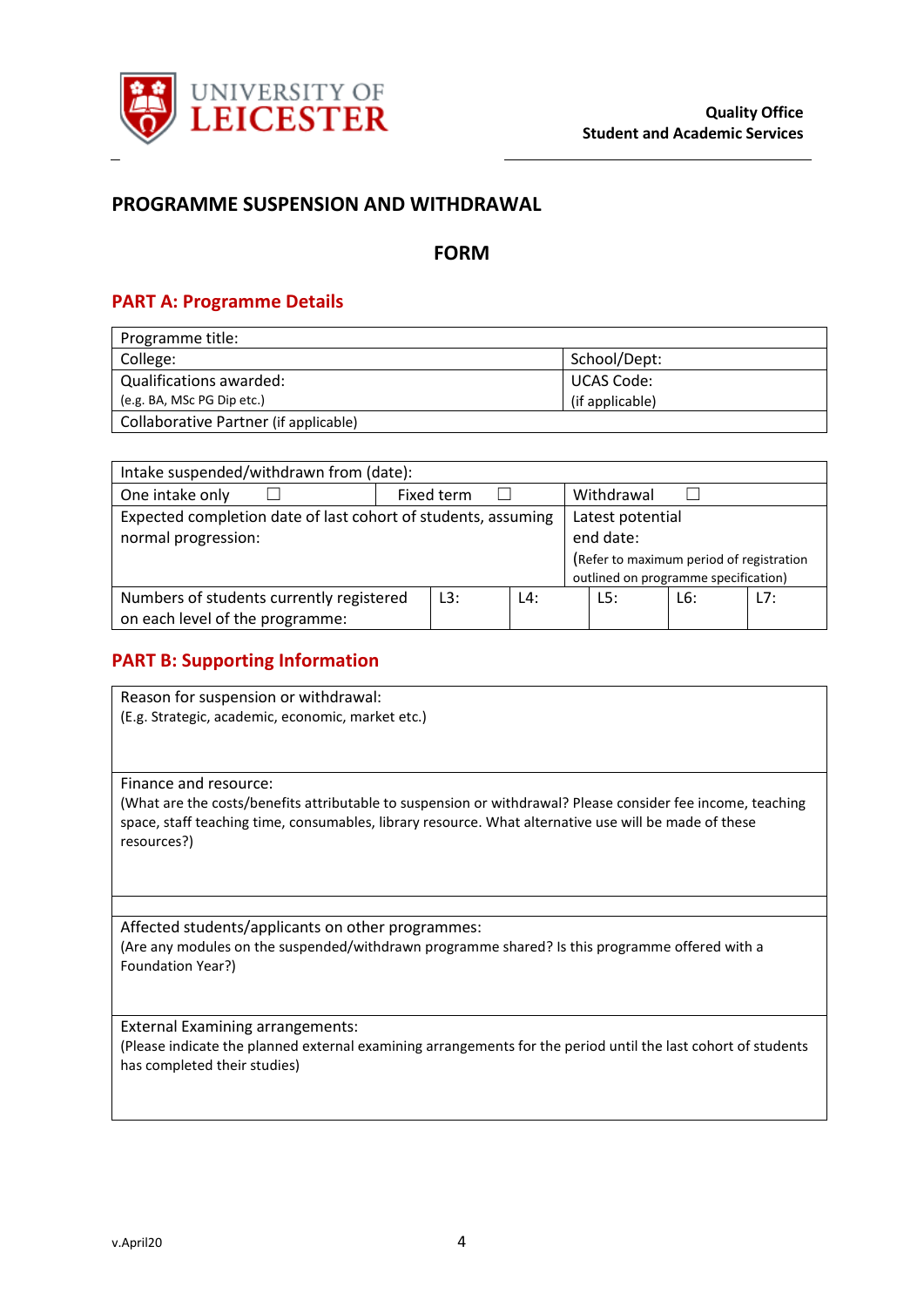Quality Office
Student and Academic Services

# PROGRAMME SUSPENSION AND WITHDRAWAL

## FORM

## PART A: Programme Details

| Programme title: | |
|---|---|
| College: | School/Dept: |
| Qualifications awarded: (e.g. BA, MSc PG Dip etc.) | UCAS Code: (if applicable) |
| Collaborative Partner (if applicable) | |

| Intake suspended/withdrawn from (date): | | | | | | |
|---|---|---|---|---|---|---|
| One intake only ☐ | Fixed term ☐ | | Withdrawal ☐ | | | |
| Expected completion date of last cohort of students, assuming normal progression: | | | Latest potential end date: (Refer to maximum period of registration outlined on programme specification) | | | |
| Numbers of students currently registered on each level of the programme: | L3: | L4: | L5: | L6: | L7: | |

## PART B: Supporting Information

| Reason for suspension or withdrawal: (E.g. Strategic, academic, economic, market etc.) |
|---|
| Finance and resource: (What are the costs/benefits attributable to suspension or withdrawal? Please consider fee income, teaching space, staff teaching time, consumables, library resource. What alternative use will be made of these resources?) |
| |
| Affected students/applicants on other programmes: (Are any modules on the suspended/withdrawn programme shared? Is this programme offered with a Foundation Year?) |
| External Examining arrangements: (Please indicate the planned external examining arrangements for the period until the last cohort of students has completed their studies) |

v.April20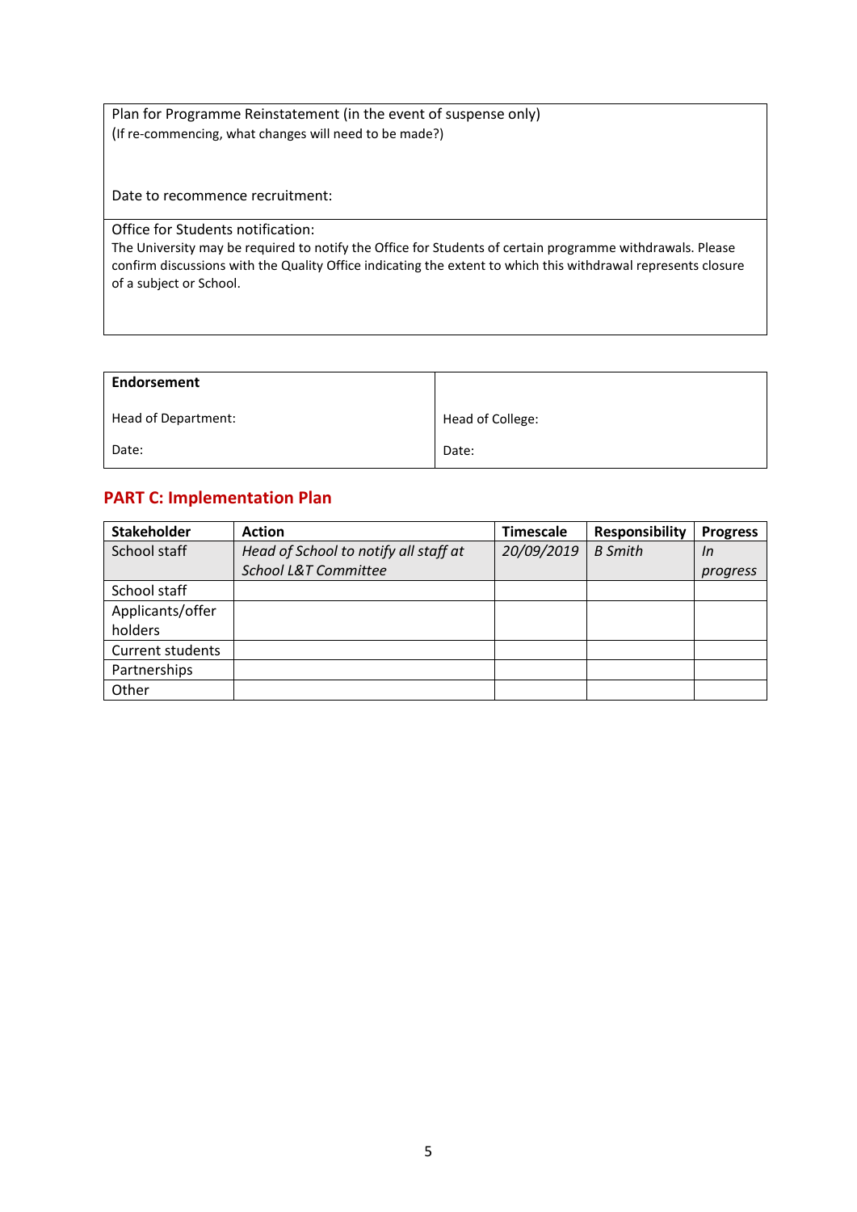| Plan for Programme Reinstatement (in the event of suspense only)<br>(If re-commencing, what changes will need to be made?)<br><br>Date to recommence recruitment: |
|---|
| Office for Students notification:<br>The University may be required to notify the Office for Students of certain programme withdrawals. Please confirm discussions with the Quality Office indicating the extent to which this withdrawal represents closure of a subject or School. |

| **Endorsement** | |
|---|---|
| Head of Department: | Head of College: |
| Date: | Date: |

## PART C: Implementation Plan

| Stakeholder | Action | Timescale | Responsibility | Progress |
|---|---|---|---|---|
| School staff | *Head of School to notify all staff at School L&T Committee* | *20/09/2019* | *B Smith* | *In progress* |
| School staff | | | | |
| Applicants/offer holders | | | | |
| Current students | | | | |
| Partnerships | | | | |
| Other | | | | |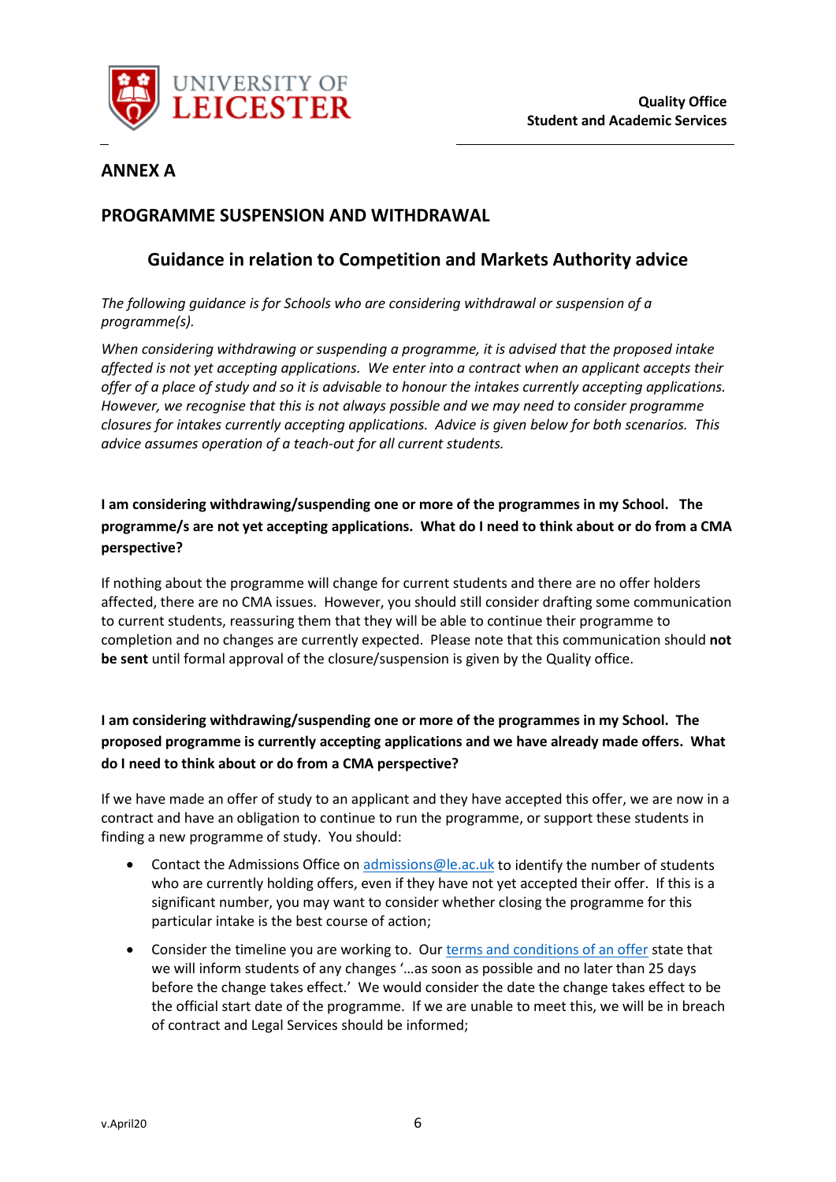**Quality Office**
**Student and Academic Services**

## ANNEX A

## PROGRAMME SUSPENSION AND WITHDRAWAL

### Guidance in relation to Competition and Markets Authority advice

*The following guidance is for Schools who are considering withdrawal or suspension of a programme(s).*

*When considering withdrawing or suspending a programme, it is advised that the proposed intake affected is not yet accepting applications. We enter into a contract when an applicant accepts their offer of a place of study and so it is advisable to honour the intakes currently accepting applications. However, we recognise that this is not always possible and we may need to consider programme closures for intakes currently accepting applications. Advice is given below for both scenarios. This advice assumes operation of a teach-out for all current students.*

**I am considering withdrawing/suspending one or more of the programmes in my School. The programme/s are not yet accepting applications. What do I need to think about or do from a CMA perspective?**

If nothing about the programme will change for current students and there are no offer holders affected, there are no CMA issues. However, you should still consider drafting some communication to current students, reassuring them that they will be able to continue their programme to completion and no changes are currently expected. Please note that this communication should **not be sent** until formal approval of the closure/suspension is given by the Quality office.

**I am considering withdrawing/suspending one or more of the programmes in my School. The proposed programme is currently accepting applications and we have already made offers. What do I need to think about or do from a CMA perspective?**

If we have made an offer of study to an applicant and they have accepted this offer, we are now in a contract and have an obligation to continue to run the programme, or support these students in finding a new programme of study. You should:

- Contact the Admissions Office on admissions@le.ac.uk to identify the number of students who are currently holding offers, even if they have not yet accepted their offer. If this is a significant number, you may want to consider whether closing the programme for this particular intake is the best course of action;
- Consider the timeline you are working to. Our terms and conditions of an offer state that we will inform students of any changes '…as soon as possible and no later than 25 days before the change takes effect.' We would consider the date the change takes effect to be the official start date of the programme. If we are unable to meet this, we will be in breach of contract and Legal Services should be informed;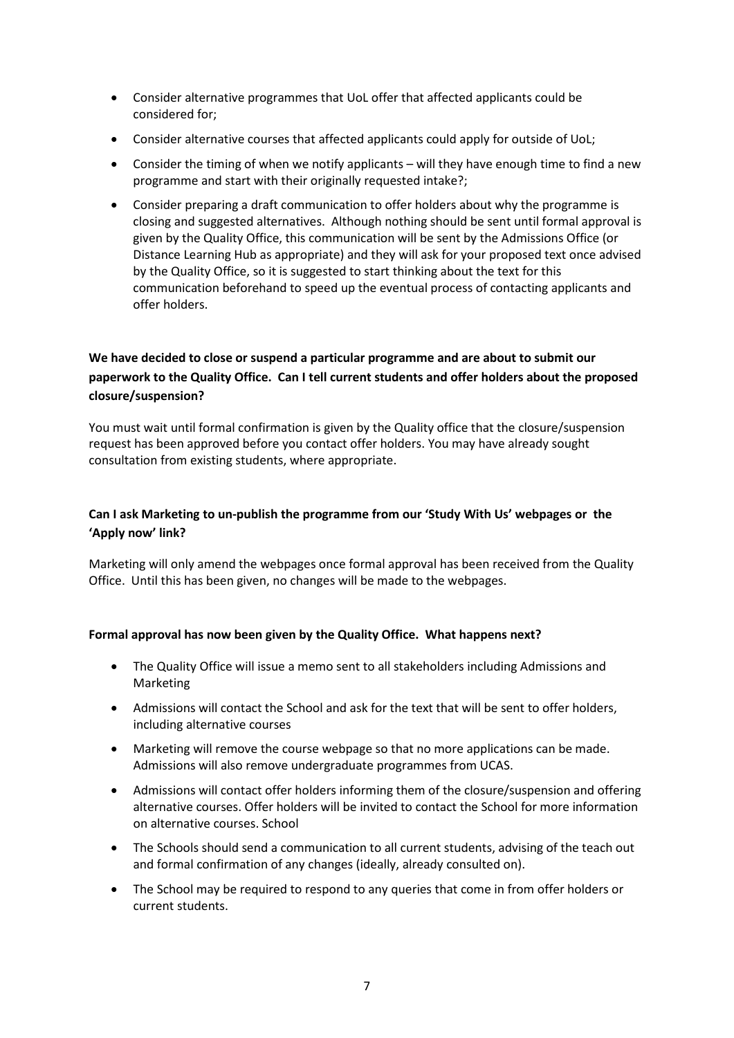- Consider alternative programmes that UoL offer that affected applicants could be considered for;
- Consider alternative courses that affected applicants could apply for outside of UoL;
- Consider the timing of when we notify applicants – will they have enough time to find a new programme and start with their originally requested intake?;
- Consider preparing a draft communication to offer holders about why the programme is closing and suggested alternatives. Although nothing should be sent until formal approval is given by the Quality Office, this communication will be sent by the Admissions Office (or Distance Learning Hub as appropriate) and they will ask for your proposed text once advised by the Quality Office, so it is suggested to start thinking about the text for this communication beforehand to speed up the eventual process of contacting applicants and offer holders.

**We have decided to close or suspend a particular programme and are about to submit our paperwork to the Quality Office. Can I tell current students and offer holders about the proposed closure/suspension?**

You must wait until formal confirmation is given by the Quality office that the closure/suspension request has been approved before you contact offer holders. You may have already sought consultation from existing students, where appropriate.

**Can I ask Marketing to un-publish the programme from our 'Study With Us' webpages or the 'Apply now' link?**

Marketing will only amend the webpages once formal approval has been received from the Quality Office. Until this has been given, no changes will be made to the webpages.

**Formal approval has now been given by the Quality Office. What happens next?**

- The Quality Office will issue a memo sent to all stakeholders including Admissions and Marketing
- Admissions will contact the School and ask for the text that will be sent to offer holders, including alternative courses
- Marketing will remove the course webpage so that no more applications can be made. Admissions will also remove undergraduate programmes from UCAS.
- Admissions will contact offer holders informing them of the closure/suspension and offering alternative courses. Offer holders will be invited to contact the School for more information on alternative courses. School
- The Schools should send a communication to all current students, advising of the teach out and formal confirmation of any changes (ideally, already consulted on).
- The School may be required to respond to any queries that come in from offer holders or current students.